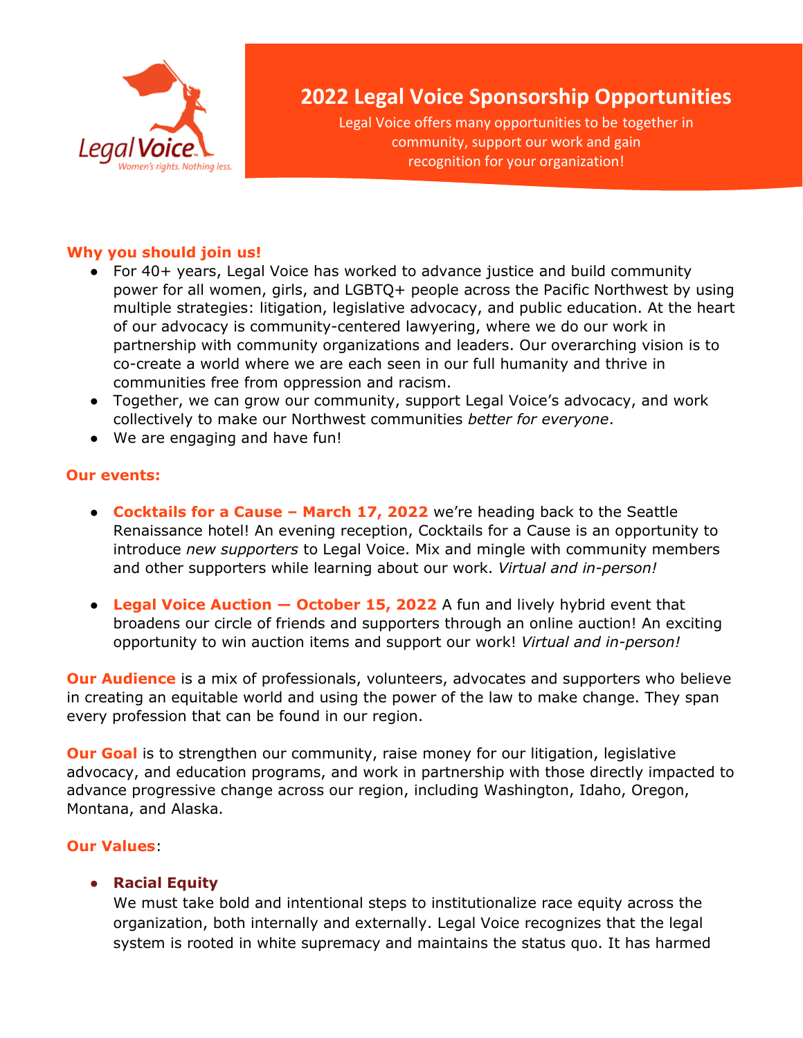Legal Voice
Women's rights. Nothing less.

# 2022 Legal Voice Sponsorship Opportunities

Legal Voice offers many opportunities to be together in community, support our work and gain recognition for your organization!

### Why you should join us!

- For 40+ years, Legal Voice has worked to advance justice and build community power for all women, girls, and LGBTQ+ people across the Pacific Northwest by using multiple strategies: litigation, legislative advocacy, and public education. At the heart of our advocacy is community-centered lawyering, where we do our work in partnership with community organizations and leaders. Our overarching vision is to co-create a world where we are each seen in our full humanity and thrive in communities free from oppression and racism.
- Together, we can grow our community, support Legal Voice's advocacy, and work collectively to make our Northwest communities *better for everyone*.
- We are engaging and have fun!

### Our events:

- **Cocktails for a Cause – March 17, 2022** we're heading back to the Seattle Renaissance hotel! An evening reception, Cocktails for a Cause is an opportunity to introduce *new supporters* to Legal Voice. Mix and mingle with community members and other supporters while learning about our work. *Virtual and in-person!*

- **Legal Voice Auction — October 15, 2022** A fun and lively hybrid event that broadens our circle of friends and supporters through an online auction! An exciting opportunity to win auction items and support our work! *Virtual and in-person!*

**Our Audience** is a mix of professionals, volunteers, advocates and supporters who believe in creating an equitable world and using the power of the law to make change. They span every profession that can be found in our region.

**Our Goal** is to strengthen our community, raise money for our litigation, legislative advocacy, and education programs, and work in partnership with those directly impacted to advance progressive change across our region, including Washington, Idaho, Oregon, Montana, and Alaska.

**Our Values**:

- **Racial Equity**
  We must take bold and intentional steps to institutionalize race equity across the organization, both internally and externally. Legal Voice recognizes that the legal system is rooted in white supremacy and maintains the status quo. It has harmed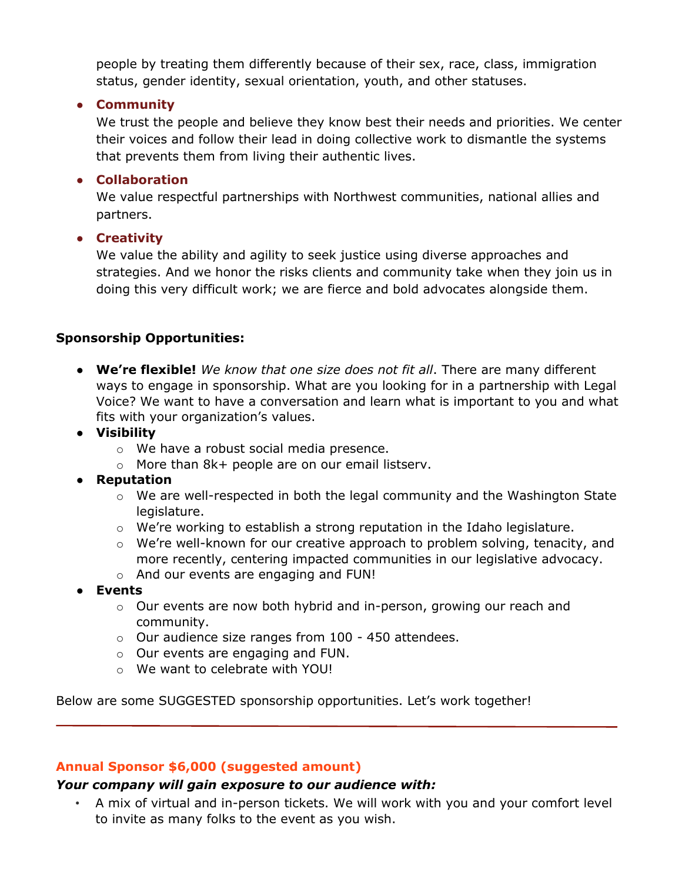people by treating them differently because of their sex, race, class, immigration status, gender identity, sexual orientation, youth, and other statuses.

- **Community**
  We trust the people and believe they know best their needs and priorities. We center their voices and follow their lead in doing collective work to dismantle the systems that prevents them from living their authentic lives.
- **Collaboration**
  We value respectful partnerships with Northwest communities, national allies and partners.
- **Creativity**
  We value the ability and agility to seek justice using diverse approaches and strategies. And we honor the risks clients and community take when they join us in doing this very difficult work; we are fierce and bold advocates alongside them.

**Sponsorship Opportunities:**

- **We're flexible!** *We know that one size does not fit all*. There are many different ways to engage in sponsorship. What are you looking for in a partnership with Legal Voice? We want to have a conversation and learn what is important to you and what fits with your organization's values.
- **Visibility**
  - We have a robust social media presence.
  - More than 8k+ people are on our email listserv.
- **Reputation**
  - We are well-respected in both the legal community and the Washington State legislature.
  - We're working to establish a strong reputation in the Idaho legislature.
  - We're well-known for our creative approach to problem solving, tenacity, and more recently, centering impacted communities in our legislative advocacy.
  - And our events are engaging and FUN!
- **Events**
  - Our events are now both hybrid and in-person, growing our reach and community.
  - Our audience size ranges from 100 - 450 attendees.
  - Our events are engaging and FUN.
  - We want to celebrate with YOU!

Below are some SUGGESTED sponsorship opportunities. Let's work together!

---

**Annual Sponsor $6,000 (suggested amount)**

***Your company will gain exposure to our audience with:***

- A mix of virtual and in-person tickets. We will work with you and your comfort level to invite as many folks to the event as you wish.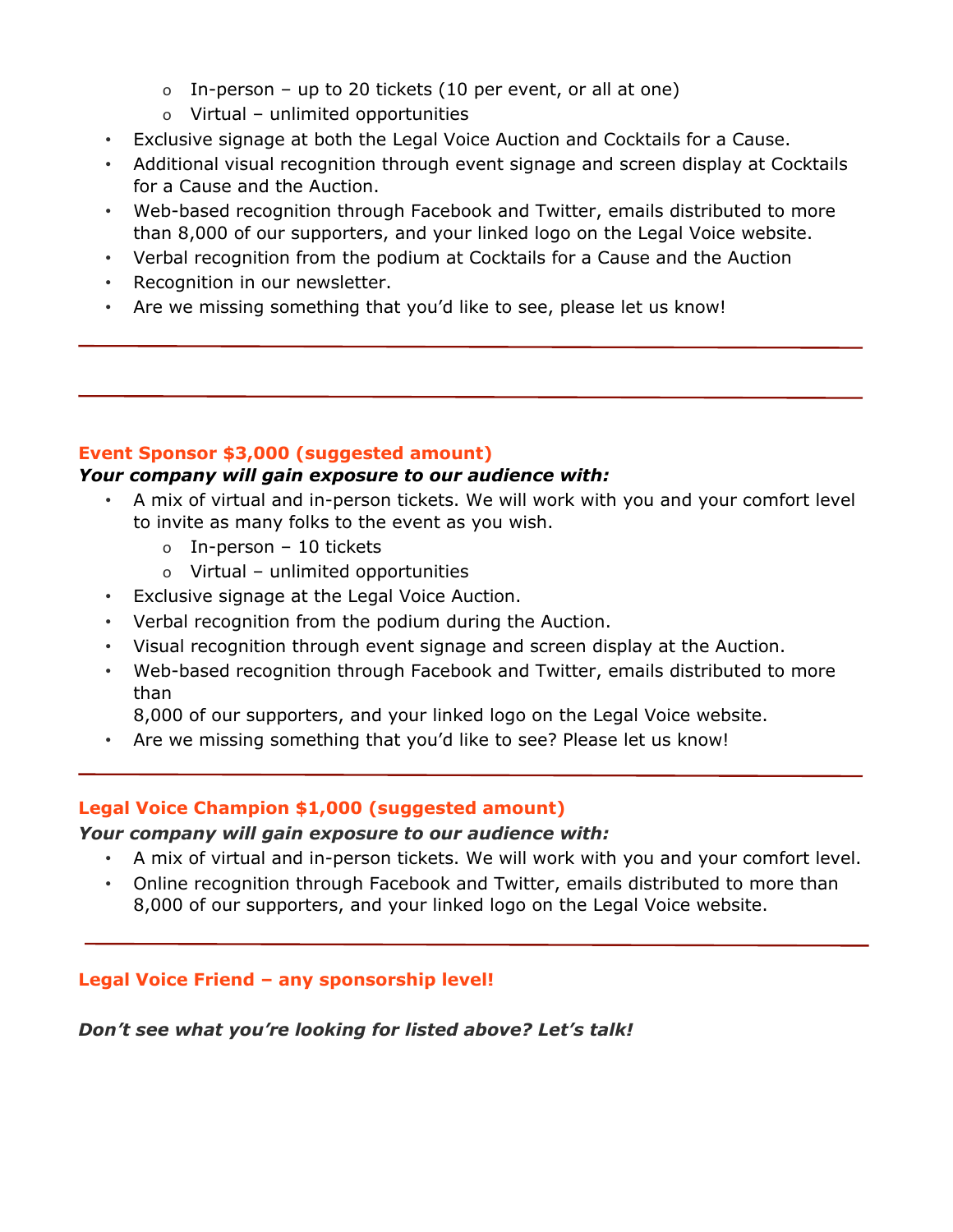- In-person – up to 20 tickets (10 per event, or all at one)
  - Virtual – unlimited opportunities
- Exclusive signage at both the Legal Voice Auction and Cocktails for a Cause.
- Additional visual recognition through event signage and screen display at Cocktails for a Cause and the Auction.
- Web-based recognition through Facebook and Twitter, emails distributed to more than 8,000 of our supporters, and your linked logo on the Legal Voice website.
- Verbal recognition from the podium at Cocktails for a Cause and the Auction
- Recognition in our newsletter.
- Are we missing something that you'd like to see, please let us know!

---

---

**Event Sponsor $3,000 (suggested amount)**

***Your company will gain exposure to our audience with:***

- A mix of virtual and in-person tickets. We will work with you and your comfort level to invite as many folks to the event as you wish.
  - In-person – 10 tickets
  - Virtual – unlimited opportunities
- Exclusive signage at the Legal Voice Auction.
- Verbal recognition from the podium during the Auction.
- Visual recognition through event signage and screen display at the Auction.
- Web-based recognition through Facebook and Twitter, emails distributed to more than 8,000 of our supporters, and your linked logo on the Legal Voice website.
- Are we missing something that you'd like to see? Please let us know!

---

**Legal Voice Champion $1,000 (suggested amount)**

***Your company will gain exposure to our audience with:***

- A mix of virtual and in-person tickets. We will work with you and your comfort level.
- Online recognition through Facebook and Twitter, emails distributed to more than 8,000 of our supporters, and your linked logo on the Legal Voice website.

---

**Legal Voice Friend – any sponsorship level!**

***Don't see what you're looking for listed above? Let's talk!***